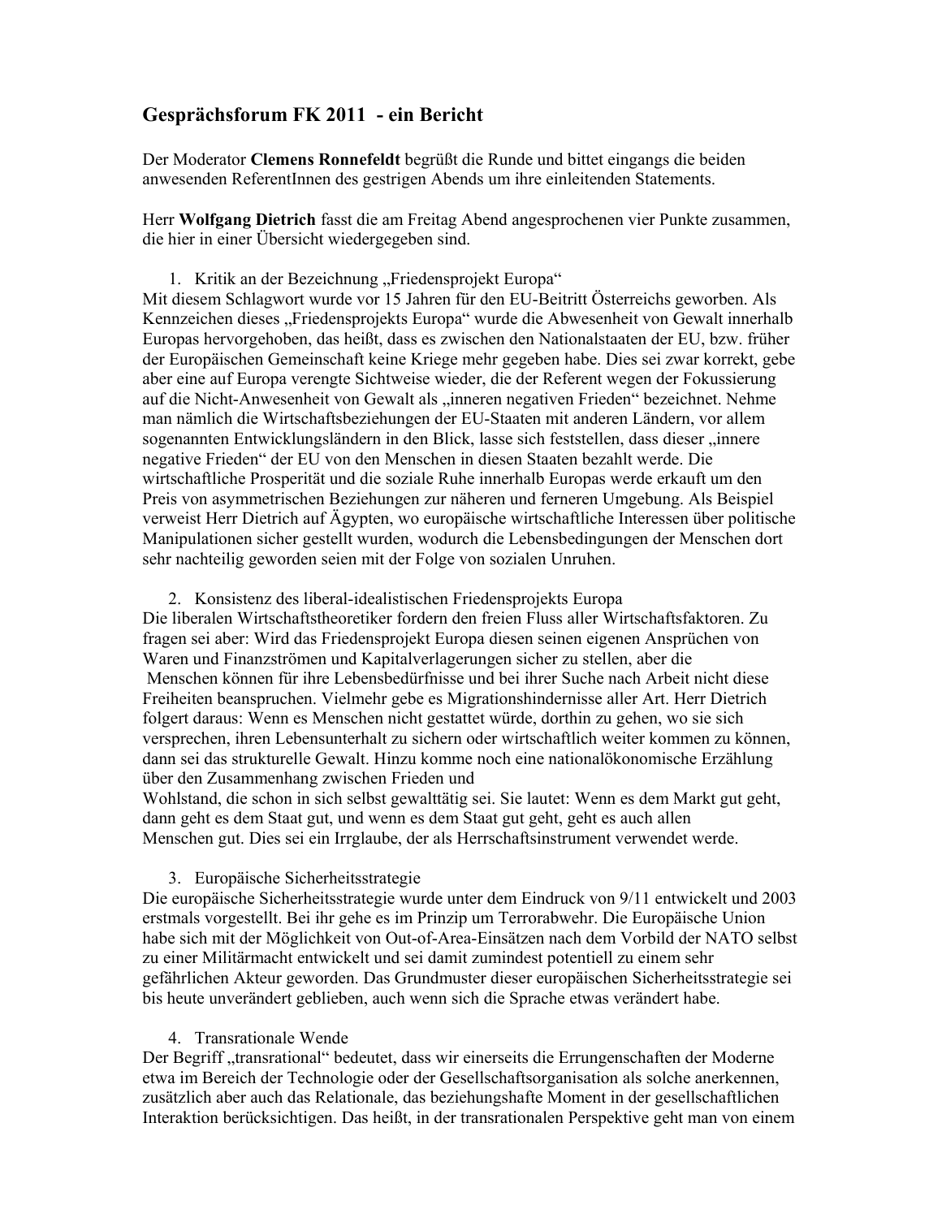# Gesprächsforum FK 2011 - ein Bericht

Der Moderator **Clemens Ronnefeldt** begrüßt die Runde und bittet eingangs die beiden anwesenden ReferentInnen des gestrigen Abends um ihre einleitenden Statements.

Herr **Wolfgang Dietrich** fasst die am Freitag Abend angesprochenen vier Punkte zusammen, die hier in einer Übersicht wiedergegeben sind.

1. Kritik an der Bezeichnung „Friedensprojekt Europa"

Mit diesem Schlagwort wurde vor 15 Jahren für den EU-Beitritt Österreichs geworben. Als Kennzeichen dieses „Friedensprojekts Europa" wurde die Abwesenheit von Gewalt innerhalb Europas hervorgehoben, das heißt, dass es zwischen den Nationalstaaten der EU, bzw. früher der Europäischen Gemeinschaft keine Kriege mehr gegeben habe. Dies sei zwar korrekt, gebe aber eine auf Europa verengte Sichtweise wieder, die der Referent wegen der Fokussierung auf die Nicht-Anwesenheit von Gewalt als „inneren negativen Frieden" bezeichnet. Nehme man nämlich die Wirtschaftsbeziehungen der EU-Staaten mit anderen Ländern, vor allem sogenannten Entwicklungsländern in den Blick, lasse sich feststellen, dass dieser „innere negative Frieden" der EU von den Menschen in diesen Staaten bezahlt werde. Die wirtschaftliche Prosperität und die soziale Ruhe innerhalb Europas werde erkauft um den Preis von asymmetrischen Beziehungen zur näheren und ferneren Umgebung. Als Beispiel verweist Herr Dietrich auf Ägypten, wo europäische wirtschaftliche Interessen über politische Manipulationen sicher gestellt wurden, wodurch die Lebensbedingungen der Menschen dort sehr nachteilig geworden seien mit der Folge von sozialen Unruhen.

2. Konsistenz des liberal-idealistischen Friedensprojekts Europa

Die liberalen Wirtschaftstheoretiker fordern den freien Fluss aller Wirtschaftsfaktoren. Zu fragen sei aber: Wird das Friedensprojekt Europa diesen seinen eigenen Ansprüchen von Waren und Finanzströmen und Kapitalverlagerungen sicher zu stellen, aber die Menschen können für ihre Lebensbedürfnisse und bei ihrer Suche nach Arbeit nicht diese Freiheiten beanspruchen. Vielmehr gebe es Migrationshindernisse aller Art. Herr Dietrich folgert daraus: Wenn es Menschen nicht gestattet würde, dorthin zu gehen, wo sie sich versprechen, ihren Lebensunterhalt zu sichern oder wirtschaftlich weiter kommen zu können, dann sei das strukturelle Gewalt. Hinzu komme noch eine nationalökonomische Erzählung über den Zusammenhang zwischen Frieden und Wohlstand, die schon in sich selbst gewalttätig sei. Sie lautet: Wenn es dem Markt gut geht, dann geht es dem Staat gut, und wenn es dem Staat gut geht, geht es auch allen Menschen gut. Dies sei ein Irrglaube, der als Herrschaftsinstrument verwendet werde.

3. Europäische Sicherheitsstrategie

Die europäische Sicherheitsstrategie wurde unter dem Eindruck von 9/11 entwickelt und 2003 erstmals vorgestellt. Bei ihr gehe es im Prinzip um Terrorabwehr. Die Europäische Union habe sich mit der Möglichkeit von Out-of-Area-Einsätzen nach dem Vorbild der NATO selbst zu einer Militärmacht entwickelt und sei damit zumindest potentiell zu einem sehr gefährlichen Akteur geworden. Das Grundmuster dieser europäischen Sicherheitsstrategie sei bis heute unverändert geblieben, auch wenn sich die Sprache etwas verändert habe.

4. Transrationale Wende

Der Begriff „transrational" bedeutet, dass wir einerseits die Errungenschaften der Moderne etwa im Bereich der Technologie oder der Gesellschaftsorganisation als solche anerkennen, zusätzlich aber auch das Relationale, das beziehungshafte Moment in der gesellschaftlichen Interaktion berücksichtigen. Das heißt, in der transrationalen Perspektive geht man von einem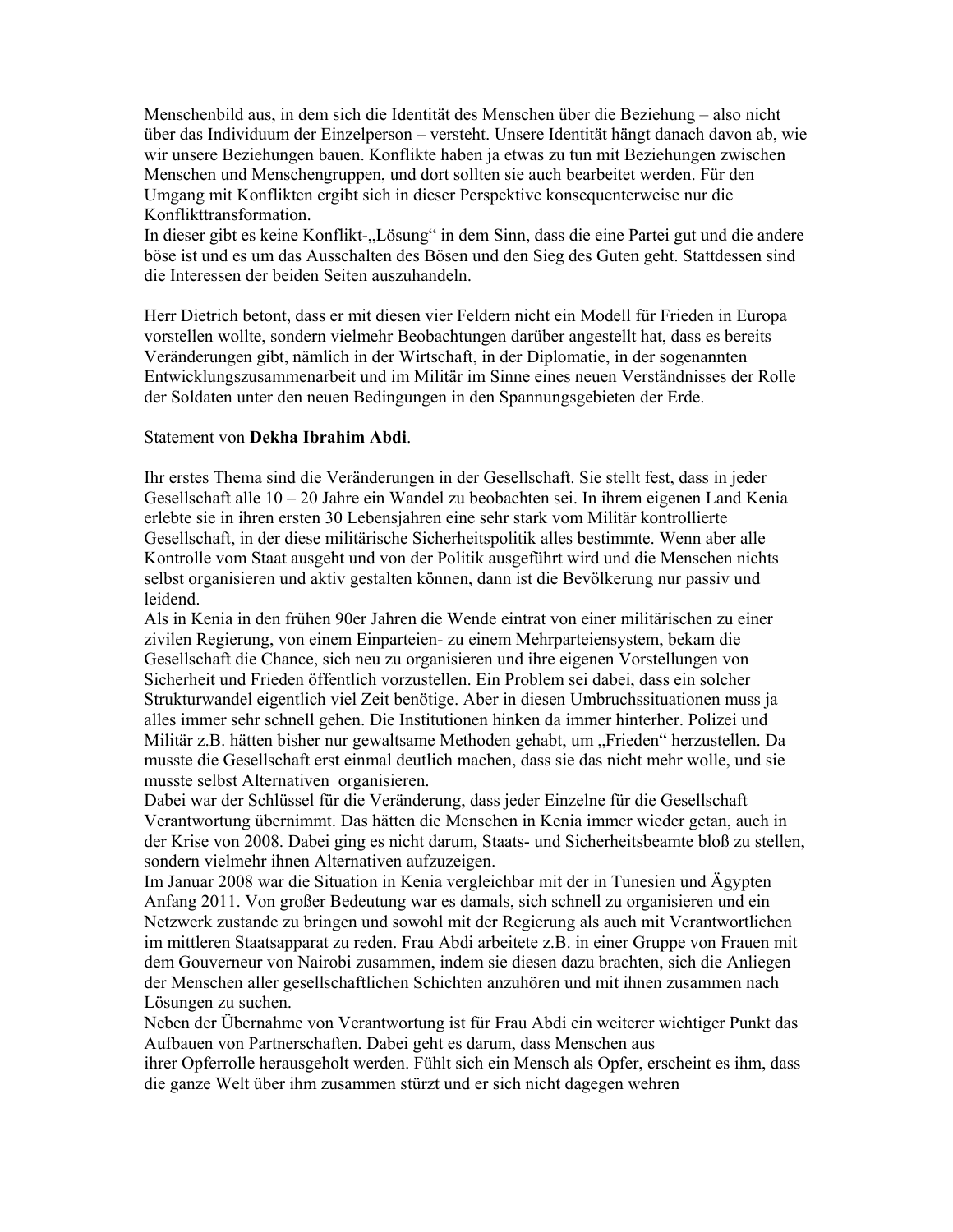Menschenbild aus, in dem sich die Identität des Menschen über die Beziehung – also nicht über das Individuum der Einzelperson – versteht. Unsere Identität hängt danach davon ab, wie wir unsere Beziehungen bauen. Konflikte haben ja etwas zu tun mit Beziehungen zwischen Menschen und Menschengruppen, und dort sollten sie auch bearbeitet werden. Für den Umgang mit Konflikten ergibt sich in dieser Perspektive konsequenterweise nur die Konflikttransformation.
In dieser gibt es keine Konflikt-„Lösung" in dem Sinn, dass die eine Partei gut und die andere böse ist und es um das Ausschalten des Bösen und den Sieg des Guten geht. Stattdessen sind die Interessen der beiden Seiten auszuhandeln.

Herr Dietrich betont, dass er mit diesen vier Feldern nicht ein Modell für Frieden in Europa vorstellen wollte, sondern vielmehr Beobachtungen darüber angestellt hat, dass es bereits Veränderungen gibt, nämlich in der Wirtschaft, in der Diplomatie, in der sogenannten Entwicklungszusammenarbeit und im Militär im Sinne eines neuen Verständnisses der Rolle der Soldaten unter den neuen Bedingungen in den Spannungsgebieten der Erde.

Statement von **Dekha Ibrahim Abdi**.

Ihr erstes Thema sind die Veränderungen in der Gesellschaft. Sie stellt fest, dass in jeder Gesellschaft alle 10 – 20 Jahre ein Wandel zu beobachten sei. In ihrem eigenen Land Kenia erlebte sie in ihren ersten 30 Lebensjahren eine sehr stark vom Militär kontrollierte Gesellschaft, in der diese militärische Sicherheitspolitik alles bestimmte. Wenn aber alle Kontrolle vom Staat ausgeht und von der Politik ausgeführt wird und die Menschen nichts selbst organisieren und aktiv gestalten können, dann ist die Bevölkerung nur passiv und leidend.
Als in Kenia in den frühen 90er Jahren die Wende eintrat von einer militärischen zu einer zivilen Regierung, von einem Einparteien- zu einem Mehrparteiensystem, bekam die Gesellschaft die Chance, sich neu zu organisieren und ihre eigenen Vorstellungen von Sicherheit und Frieden öffentlich vorzustellen. Ein Problem sei dabei, dass ein solcher Strukturwandel eigentlich viel Zeit benötige. Aber in diesen Umbruchssituationen muss ja alles immer sehr schnell gehen. Die Institutionen hinken da immer hinterher. Polizei und Militär z.B. hätten bisher nur gewaltsame Methoden gehabt, um „Frieden" herzustellen. Da musste die Gesellschaft erst einmal deutlich machen, dass sie das nicht mehr wolle, und sie musste selbst Alternativen organisieren.
Dabei war der Schlüssel für die Veränderung, dass jeder Einzelne für die Gesellschaft Verantwortung übernimmt. Das hätten die Menschen in Kenia immer wieder getan, auch in der Krise von 2008. Dabei ging es nicht darum, Staats- und Sicherheitsbeamte bloß zu stellen, sondern vielmehr ihnen Alternativen aufzuzeigen.
Im Januar 2008 war die Situation in Kenia vergleichbar mit der in Tunesien und Ägypten Anfang 2011. Von großer Bedeutung war es damals, sich schnell zu organisieren und ein Netzwerk zustande zu bringen und sowohl mit der Regierung als auch mit Verantwortlichen im mittleren Staatsapparat zu reden. Frau Abdi arbeitete z.B. in einer Gruppe von Frauen mit dem Gouverneur von Nairobi zusammen, indem sie diesen dazu brachten, sich die Anliegen der Menschen aller gesellschaftlichen Schichten anzuhören und mit ihnen zusammen nach Lösungen zu suchen.
Neben der Übernahme von Verantwortung ist für Frau Abdi ein weiterer wichtiger Punkt das Aufbauen von Partnerschaften. Dabei geht es darum, dass Menschen aus ihrer Opferrolle herausgeholt werden. Fühlt sich ein Mensch als Opfer, erscheint es ihm, dass die ganze Welt über ihm zusammen stürzt und er sich nicht dagegen wehren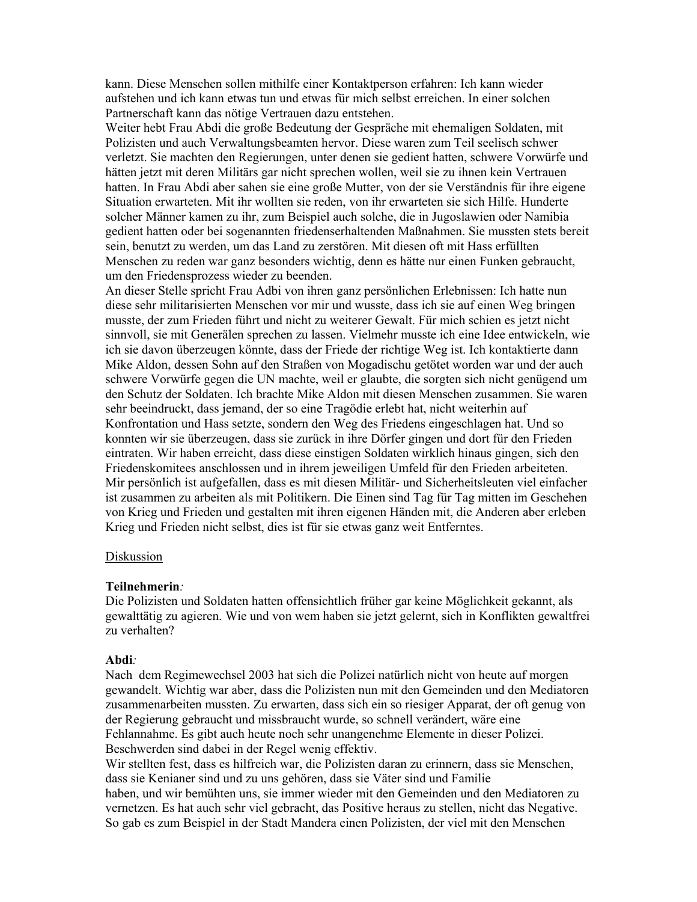kann. Diese Menschen sollen mithilfe einer Kontaktperson erfahren: Ich kann wieder aufstehen und ich kann etwas tun und etwas für mich selbst erreichen. In einer solchen Partnerschaft kann das nötige Vertrauen dazu entstehen.
Weiter hebt Frau Abdi die große Bedeutung der Gespräche mit ehemaligen Soldaten, mit Polizisten und auch Verwaltungsbeamten hervor. Diese waren zum Teil seelisch schwer verletzt. Sie machten den Regierungen, unter denen sie gedient hatten, schwere Vorwürfe und hätten jetzt mit deren Militärs gar nicht sprechen wollen, weil sie zu ihnen kein Vertrauen hatten. In Frau Abdi aber sahen sie eine große Mutter, von der sie Verständnis für ihre eigene Situation erwarteten. Mit ihr wollten sie reden, von ihr erwarteten sie sich Hilfe. Hunderte solcher Männer kamen zu ihr, zum Beispiel auch solche, die in Jugoslawien oder Namibia gedient hatten oder bei sogenannten friedenserhaltenden Maßnahmen. Sie mussten stets bereit sein, benutzt zu werden, um das Land zu zerstören. Mit diesen oft mit Hass erfüllten Menschen zu reden war ganz besonders wichtig, denn es hätte nur einen Funken gebraucht, um den Friedensprozess wieder zu beenden.
An dieser Stelle spricht Frau Adbi von ihren ganz persönlichen Erlebnissen: Ich hatte nun diese sehr militarisierten Menschen vor mir und wusste, dass ich sie auf einen Weg bringen musste, der zum Frieden führt und nicht zu weiterer Gewalt. Für mich schien es jetzt nicht sinnvoll, sie mit Generälen sprechen zu lassen. Vielmehr musste ich eine Idee entwickeln, wie ich sie davon überzeugen könnte, dass der Friede der richtige Weg ist. Ich kontaktierte dann Mike Aldon, dessen Sohn auf den Straßen von Mogadischu getötet worden war und der auch schwere Vorwürfe gegen die UN machte, weil er glaubte, die sorgten sich nicht genügend um den Schutz der Soldaten. Ich brachte Mike Aldon mit diesen Menschen zusammen. Sie waren sehr beeindruckt, dass jemand, der so eine Tragödie erlebt hat, nicht weiterhin auf Konfrontation und Hass setzte, sondern den Weg des Friedens eingeschlagen hat. Und so konnten wir sie überzeugen, dass sie zurück in ihre Dörfer gingen und dort für den Frieden eintraten. Wir haben erreicht, dass diese einstigen Soldaten wirklich hinaus gingen, sich den Friedenskomitees anschlossen und in ihrem jeweiligen Umfeld für den Frieden arbeiteten.
Mir persönlich ist aufgefallen, dass es mit diesen Militär- und Sicherheitsleuten viel einfacher ist zusammen zu arbeiten als mit Politikern. Die Einen sind Tag für Tag mitten im Geschehen von Krieg und Frieden und gestalten mit ihren eigenen Händen mit, die Anderen aber erleben Krieg und Frieden nicht selbst, dies ist für sie etwas ganz weit Entferntes.

Diskussion

**Teilnehmerin**:
Die Polizisten und Soldaten hatten offensichtlich früher gar keine Möglichkeit gekannt, als gewalttätig zu agieren. Wie und von wem haben sie jetzt gelernt, sich in Konflikten gewaltfrei zu verhalten?

**Abdi**:
Nach dem Regimewechsel 2003 hat sich die Polizei natürlich nicht von heute auf morgen gewandelt. Wichtig war aber, dass die Polizisten nun mit den Gemeinden und den Mediatoren zusammenarbeiten mussten. Zu erwarten, dass sich ein so riesiger Apparat, der oft genug von der Regierung gebraucht und missbraucht wurde, so schnell verändert, wäre eine Fehlannahme. Es gibt auch heute noch sehr unangenehme Elemente in dieser Polizei. Beschwerden sind dabei in der Regel wenig effektiv.
Wir stellten fest, dass es hilfreich war, die Polizisten daran zu erinnern, dass sie Menschen, dass sie Kenianer sind und zu uns gehören, dass sie Väter sind und Familie haben, und wir bemühten uns, sie immer wieder mit den Gemeinden und den Mediatoren zu vernetzen. Es hat auch sehr viel gebracht, das Positive heraus zu stellen, nicht das Negative. So gab es zum Beispiel in der Stadt Mandera einen Polizisten, der viel mit den Menschen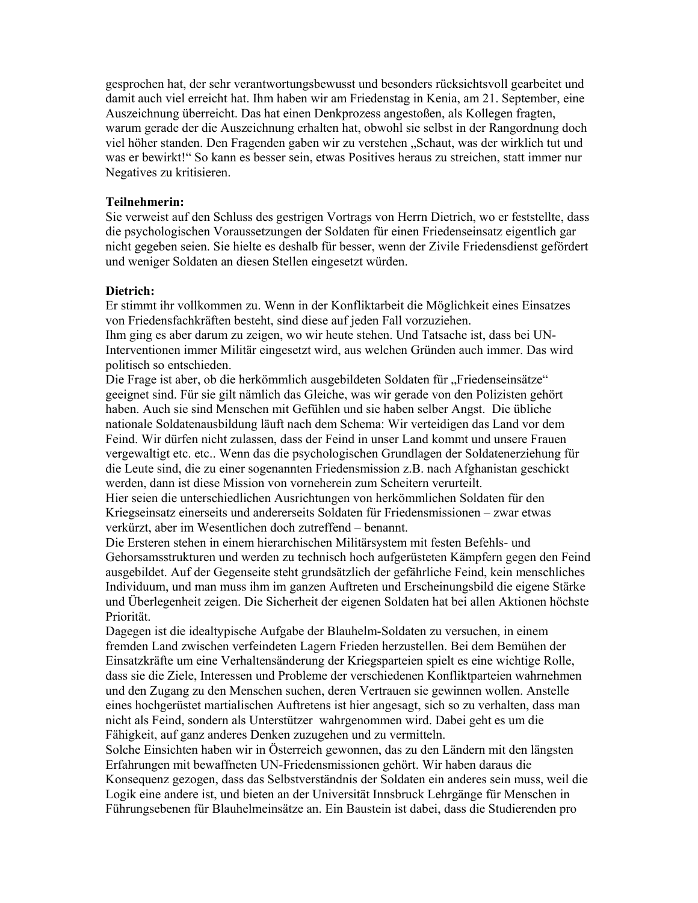gesprochen hat, der sehr verantwortungsbewusst und besonders rücksichtsvoll gearbeitet und damit auch viel erreicht hat. Ihm haben wir am Friedenstag in Kenia, am 21. September, eine Auszeichnung überreicht. Das hat einen Denkprozess angestoßen, als Kollegen fragten, warum gerade der die Auszeichnung erhalten hat, obwohl sie selbst in der Rangordnung doch viel höher standen. Den Fragenden gaben wir zu verstehen „Schaut, was der wirklich tut und was er bewirkt!" So kann es besser sein, etwas Positives heraus zu streichen, statt immer nur Negatives zu kritisieren.

**Teilnehmerin:**
Sie verweist auf den Schluss des gestrigen Vortrags von Herrn Dietrich, wo er feststellte, dass die psychologischen Voraussetzungen der Soldaten für einen Friedenseinsatz eigentlich gar nicht gegeben seien. Sie hielte es deshalb für besser, wenn der Zivile Friedensdienst gefördert und weniger Soldaten an diesen Stellen eingesetzt würden.

**Dietrich:**
Er stimmt ihr vollkommen zu. Wenn in der Konfliktarbeit die Möglichkeit eines Einsatzes von Friedensfachkräften besteht, sind diese auf jeden Fall vorzuziehen.
Ihm ging es aber darum zu zeigen, wo wir heute stehen. Und Tatsache ist, dass bei UN-Interventionen immer Militär eingesetzt wird, aus welchen Gründen auch immer. Das wird politisch so entschieden.
Die Frage ist aber, ob die herkömmlich ausgebildeten Soldaten für „Friedenseinsätze" geeignet sind. Für sie gilt nämlich das Gleiche, was wir gerade von den Polizisten gehört haben. Auch sie sind Menschen mit Gefühlen und sie haben selber Angst. Die übliche nationale Soldatenausbildung läuft nach dem Schema: Wir verteidigen das Land vor dem Feind. Wir dürfen nicht zulassen, dass der Feind in unser Land kommt und unsere Frauen vergewaltigt etc. etc.. Wenn das die psychologischen Grundlagen der Soldatenerziehung für die Leute sind, die zu einer sogenannten Friedensmission z.B. nach Afghanistan geschickt werden, dann ist diese Mission von vorneherein zum Scheitern verurteilt.
Hier seien die unterschiedlichen Ausrichtungen von herkömmlichen Soldaten für den Kriegseinsatz einerseits und andererseits Soldaten für Friedensmissionen – zwar etwas verkürzt, aber im Wesentlichen doch zutreffend – benannt.
Die Ersteren stehen in einem hierarchischen Militärsystem mit festen Befehls- und Gehorsamsstrukturen und werden zu technisch hoch aufgerüsteten Kämpfern gegen den Feind ausgebildet. Auf der Gegenseite steht grundsätzlich der gefährliche Feind, kein menschliches Individuum, und man muss ihm im ganzen Auftreten und Erscheinungsbild die eigene Stärke und Überlegenheit zeigen. Die Sicherheit der eigenen Soldaten hat bei allen Aktionen höchste Priorität.
Dagegen ist die idealtypische Aufgabe der Blauhelm-Soldaten zu versuchen, in einem fremden Land zwischen verfeindeten Lagern Frieden herzustellen. Bei dem Bemühen der Einsatzkräfte um eine Verhaltensänderung der Kriegsparteien spielt es eine wichtige Rolle, dass sie die Ziele, Interessen und Probleme der verschiedenen Konfliktparteien wahrnehmen und den Zugang zu den Menschen suchen, deren Vertrauen sie gewinnen wollen. Anstelle eines hochgerüstet martialischen Auftretens ist hier angesagt, sich so zu verhalten, dass man nicht als Feind, sondern als Unterstützer wahrgenommen wird. Dabei geht es um die Fähigkeit, auf ganz anderes Denken zuzugehen und zu vermitteln.
Solche Einsichten haben wir in Österreich gewonnen, das zu den Ländern mit den längsten Erfahrungen mit bewaffneten UN-Friedensmissionen gehört. Wir haben daraus die Konsequenz gezogen, dass das Selbstverständnis der Soldaten ein anderes sein muss, weil die Logik eine andere ist, und bieten an der Universität Innsbruck Lehrgänge für Menschen in Führungsebenen für Blauhelmeinsätze an. Ein Baustein ist dabei, dass die Studierenden pro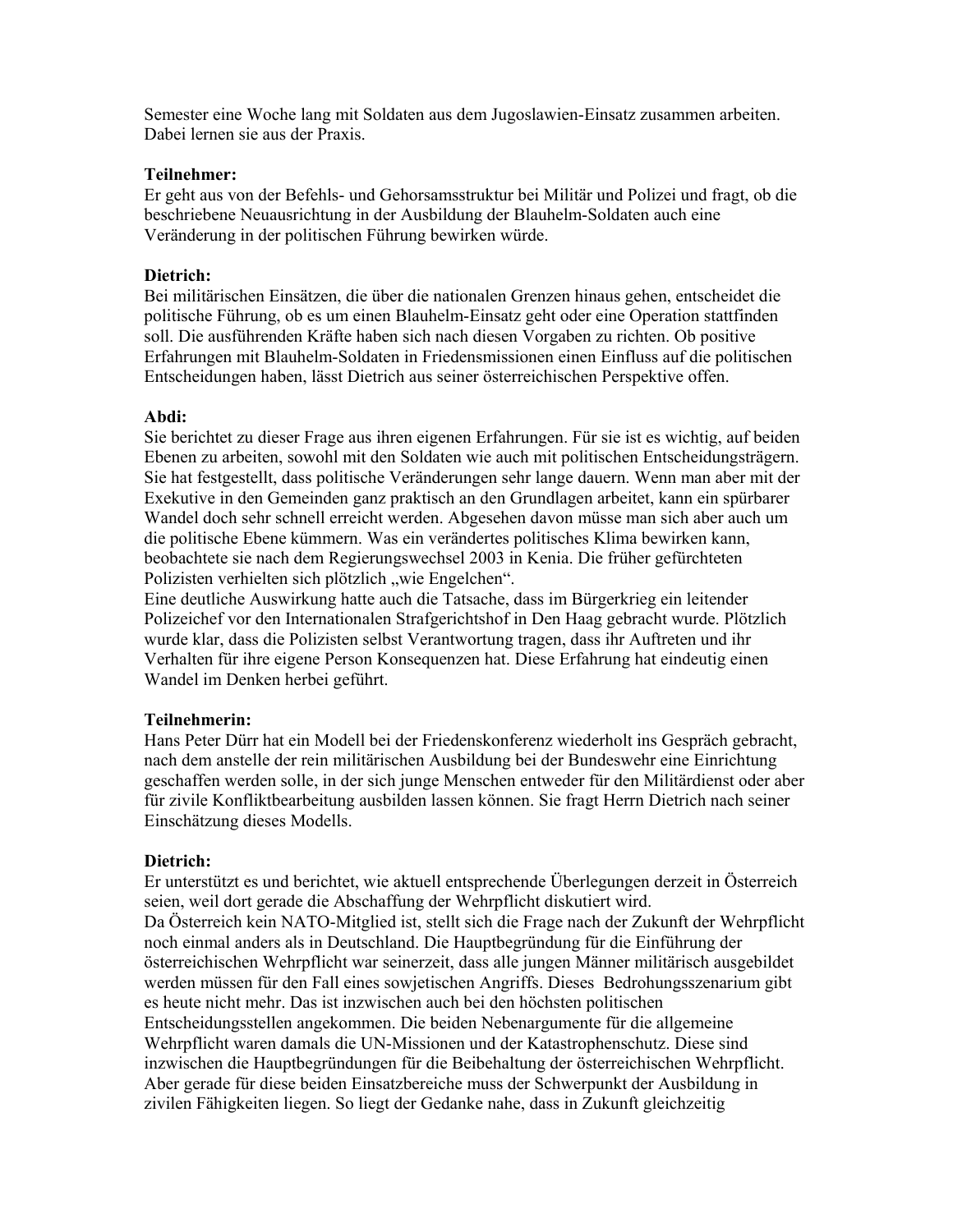Semester eine Woche lang mit Soldaten aus dem Jugoslawien-Einsatz zusammen arbeiten. Dabei lernen sie aus der Praxis.

**Teilnehmer:**
Er geht aus von der Befehls- und Gehorsamsstruktur bei Militär und Polizei und fragt, ob die beschriebene Neuausrichtung in der Ausbildung der Blauhelm-Soldaten auch eine Veränderung in der politischen Führung bewirken würde.

**Dietrich:**
Bei militärischen Einsätzen, die über die nationalen Grenzen hinaus gehen, entscheidet die politische Führung, ob es um einen Blauhelm-Einsatz geht oder eine Operation stattfinden soll. Die ausführenden Kräfte haben sich nach diesen Vorgaben zu richten. Ob positive Erfahrungen mit Blauhelm-Soldaten in Friedensmissionen einen Einfluss auf die politischen Entscheidungen haben, lässt Dietrich aus seiner österreichischen Perspektive offen.

**Abdi:**
Sie berichtet zu dieser Frage aus ihren eigenen Erfahrungen. Für sie ist es wichtig, auf beiden Ebenen zu arbeiten, sowohl mit den Soldaten wie auch mit politischen Entscheidungsträgern. Sie hat festgestellt, dass politische Veränderungen sehr lange dauern. Wenn man aber mit der Exekutive in den Gemeinden ganz praktisch an den Grundlagen arbeitet, kann ein spürbarer Wandel doch sehr schnell erreicht werden. Abgesehen davon müsse man sich aber auch um die politische Ebene kümmern. Was ein verändertes politisches Klima bewirken kann, beobachtete sie nach dem Regierungswechsel 2003 in Kenia. Die früher gefürchteten Polizisten verhielten sich plötzlich „wie Engelchen".
Eine deutliche Auswirkung hatte auch die Tatsache, dass im Bürgerkrieg ein leitender Polizeichef vor den Internationalen Strafgerichtshof in Den Haag gebracht wurde. Plötzlich wurde klar, dass die Polizisten selbst Verantwortung tragen, dass ihr Auftreten und ihr Verhalten für ihre eigene Person Konsequenzen hat. Diese Erfahrung hat eindeutig einen Wandel im Denken herbei geführt.

**Teilnehmerin:**
Hans Peter Dürr hat ein Modell bei der Friedenskonferenz wiederholt ins Gespräch gebracht, nach dem anstelle der rein militärischen Ausbildung bei der Bundeswehr eine Einrichtung geschaffen werden solle, in der sich junge Menschen entweder für den Militärdienst oder aber für zivile Konfliktbearbeitung ausbilden lassen können. Sie fragt Herrn Dietrich nach seiner Einschätzung dieses Modells.

**Dietrich:**
Er unterstützt es und berichtet, wie aktuell entsprechende Überlegungen derzeit in Österreich seien, weil dort gerade die Abschaffung der Wehrpflicht diskutiert wird.
Da Österreich kein NATO-Mitglied ist, stellt sich die Frage nach der Zukunft der Wehrpflicht noch einmal anders als in Deutschland. Die Hauptbegründung für die Einführung der österreichischen Wehrpflicht war seinerzeit, dass alle jungen Männer militärisch ausgebildet werden müssen für den Fall eines sowjetischen Angriffs. Dieses Bedrohungsszenarium gibt es heute nicht mehr. Das ist inzwischen auch bei den höchsten politischen Entscheidungsstellen angekommen. Die beiden Nebenargumente für die allgemeine Wehrpflicht waren damals die UN-Missionen und der Katastrophenschutz. Diese sind inzwischen die Hauptbegründungen für die Beibehaltung der österreichischen Wehrpflicht. Aber gerade für diese beiden Einsatzbereiche muss der Schwerpunkt der Ausbildung in zivilen Fähigkeiten liegen. So liegt der Gedanke nahe, dass in Zukunft gleichzeitig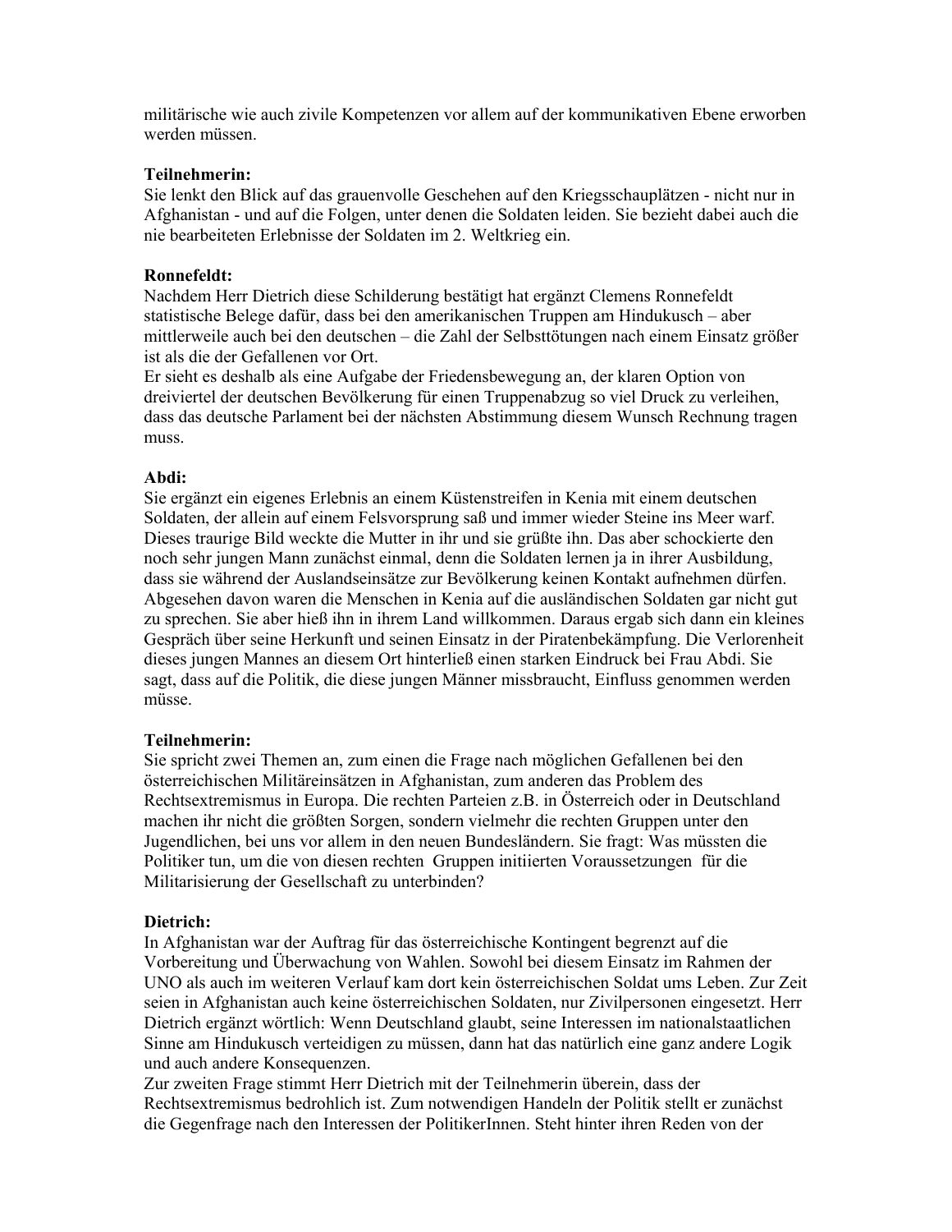militärische wie auch zivile Kompetenzen vor allem auf der kommunikativen Ebene erworben werden müssen.

**Teilnehmerin:**
Sie lenkt den Blick auf das grauenvolle Geschehen auf den Kriegsschauplätzen - nicht nur in Afghanistan - und auf die Folgen, unter denen die Soldaten leiden. Sie bezieht dabei auch die nie bearbeiteten Erlebnisse der Soldaten im 2. Weltkrieg ein.

**Ronnefeldt:**
Nachdem Herr Dietrich diese Schilderung bestätigt hat ergänzt Clemens Ronnefeldt statistische Belege dafür, dass bei den amerikanischen Truppen am Hindukusch – aber mittlerweile auch bei den deutschen – die Zahl der Selbsttötungen nach einem Einsatz größer ist als die der Gefallenen vor Ort.
Er sieht es deshalb als eine Aufgabe der Friedensbewegung an, der klaren Option von dreiviertel der deutschen Bevölkerung für einen Truppenabzug so viel Druck zu verleihen, dass das deutsche Parlament bei der nächsten Abstimmung diesem Wunsch Rechnung tragen muss.

**Abdi:**
Sie ergänzt ein eigenes Erlebnis an einem Küstenstreifen in Kenia mit einem deutschen Soldaten, der allein auf einem Felsvorsprung saß und immer wieder Steine ins Meer warf. Dieses traurige Bild weckte die Mutter in ihr und sie grüßte ihn. Das aber schockierte den noch sehr jungen Mann zunächst einmal, denn die Soldaten lernen ja in ihrer Ausbildung, dass sie während der Auslandseinsätze zur Bevölkerung keinen Kontakt aufnehmen dürfen. Abgesehen davon waren die Menschen in Kenia auf die ausländischen Soldaten gar nicht gut zu sprechen. Sie aber hieß ihn in ihrem Land willkommen. Daraus ergab sich dann ein kleines Gespräch über seine Herkunft und seinen Einsatz in der Piratenbekämpfung. Die Verlorenheit dieses jungen Mannes an diesem Ort hinterließ einen starken Eindruck bei Frau Abdi. Sie sagt, dass auf die Politik, die diese jungen Männer missbraucht, Einfluss genommen werden müsse.

**Teilnehmerin:**
Sie spricht zwei Themen an, zum einen die Frage nach möglichen Gefallenen bei den österreichischen Militäreinsätzen in Afghanistan, zum anderen das Problem des Rechtsextremismus in Europa. Die rechten Parteien z.B. in Österreich oder in Deutschland machen ihr nicht die größten Sorgen, sondern vielmehr die rechten Gruppen unter den Jugendlichen, bei uns vor allem in den neuen Bundesländern. Sie fragt: Was müssten die Politiker tun, um die von diesen rechten Gruppen initiierten Voraussetzungen für die Militarisierung der Gesellschaft zu unterbinden?

**Dietrich:**
In Afghanistan war der Auftrag für das österreichische Kontingent begrenzt auf die Vorbereitung und Überwachung von Wahlen. Sowohl bei diesem Einsatz im Rahmen der UNO als auch im weiteren Verlauf kam dort kein österreichischen Soldat ums Leben. Zur Zeit seien in Afghanistan auch keine österreichischen Soldaten, nur Zivilpersonen eingesetzt. Herr Dietrich ergänzt wörtlich: Wenn Deutschland glaubt, seine Interessen im nationalstaatlichen Sinne am Hindukusch verteidigen zu müssen, dann hat das natürlich eine ganz andere Logik und auch andere Konsequenzen.
Zur zweiten Frage stimmt Herr Dietrich mit der Teilnehmerin überein, dass der Rechtsextremismus bedrohlich ist. Zum notwendigen Handeln der Politik stellt er zunächst die Gegenfrage nach den Interessen der PolitikerInnen. Steht hinter ihren Reden von der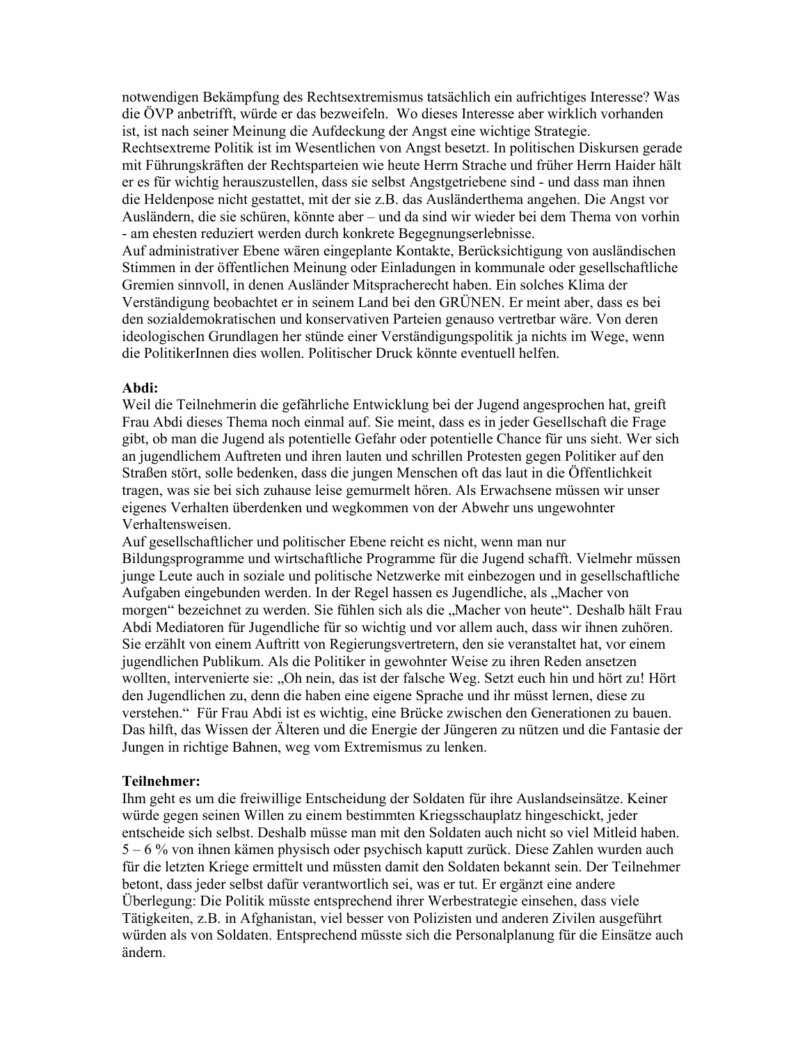notwendigen Bekämpfung des Rechtsextremismus tatsächlich ein aufrichtiges Interesse? Was die ÖVP anbetrifft, würde er das bezweifeln. Wo dieses Interesse aber wirklich vorhanden ist, ist nach seiner Meinung die Aufdeckung der Angst eine wichtige Strategie. Rechtsextreme Politik ist im Wesentlichen von Angst besetzt. In politischen Diskursen gerade mit Führungskräften der Rechtsparteien wie heute Herrn Strache und früher Herrn Haider hält er es für wichtig herauszustellen, dass sie selbst Angstgetriebene sind - und dass man ihnen die Heldenpose nicht gestattet, mit der sie z.B. das Ausländerthema angehen. Die Angst vor Ausländern, die sie schüren, könnte aber – und da sind wir wieder bei dem Thema von vorhin - am ehesten reduziert werden durch konkrete Begegnungserlebnisse.
Auf administrativer Ebene wären eingeplante Kontakte, Berücksichtigung von ausländischen Stimmen in der öffentlichen Meinung oder Einladungen in kommunale oder gesellschaftliche Gremien sinnvoll, in denen Ausländer Mitspracherecht haben. Ein solches Klima der Verständigung beobachtet er in seinem Land bei den GRÜNEN. Er meint aber, dass es bei den sozialdemokratischen und konservativen Parteien genauso vertretbar wäre. Von deren ideologischen Grundlagen her stünde einer Verständigungspolitik ja nichts im Wege, wenn die PolitikerInnen dies wollen. Politischer Druck könnte eventuell helfen.

**Abdi:**
Weil die Teilnehmerin die gefährliche Entwicklung bei der Jugend angesprochen hat, greift Frau Abdi dieses Thema noch einmal auf. Sie meint, dass es in jeder Gesellschaft die Frage gibt, ob man die Jugend als potentielle Gefahr oder potentielle Chance für uns sieht. Wer sich an jugendlichem Auftreten und ihren lauten und schrillen Protesten gegen Politiker auf den Straßen stört, solle bedenken, dass die jungen Menschen oft das laut in die Öffentlichkeit tragen, was sie bei sich zuhause leise gemurmelt hören. Als Erwachsene müssen wir unser eigenes Verhalten überdenken und wegkommen von der Abwehr uns ungewohnter Verhaltensweisen.
Auf gesellschaftlicher und politischer Ebene reicht es nicht, wenn man nur Bildungsprogramme und wirtschaftliche Programme für die Jugend schafft. Vielmehr müssen junge Leute auch in soziale und politische Netzwerke mit einbezogen und in gesellschaftliche Aufgaben eingebunden werden. In der Regel hassen es Jugendliche, als „Macher von morgen" bezeichnet zu werden. Sie fühlen sich als die „Macher von heute". Deshalb hält Frau Abdi Mediatoren für Jugendliche für so wichtig und vor allem auch, dass wir ihnen zuhören. Sie erzählt von einem Auftritt von Regierungsvertretern, den sie veranstaltet hat, vor einem jugendlichen Publikum. Als die Politiker in gewohnter Weise zu ihren Reden ansetzen wollten, intervenierte sie: „Oh nein, das ist der falsche Weg. Setzt euch hin und hört zu! Hört den Jugendlichen zu, denn die haben eine eigene Sprache und ihr müsst lernen, diese zu verstehen." Für Frau Abdi ist es wichtig, eine Brücke zwischen den Generationen zu bauen. Das hilft, das Wissen der Älteren und die Energie der Jüngeren zu nützen und die Fantasie der Jungen in richtige Bahnen, weg vom Extremismus zu lenken.

**Teilnehmer:**
Ihm geht es um die freiwillige Entscheidung der Soldaten für ihre Auslandseinsätze. Keiner würde gegen seinen Willen zu einem bestimmten Kriegsschauplatz hingeschickt, jeder entscheide sich selbst. Deshalb müsse man mit den Soldaten auch nicht so viel Mitleid haben. 5 – 6 % von ihnen kämen physisch oder psychisch kaputt zurück. Diese Zahlen wurden auch für die letzten Kriege ermittelt und müssten damit den Soldaten bekannt sein. Der Teilnehmer betont, dass jeder selbst dafür verantwortlich sei, was er tut. Er ergänzt eine andere Überlegung: Die Politik müsste entsprechend ihrer Werbestrategie einsehen, dass viele Tätigkeiten, z.B. in Afghanistan, viel besser von Polizisten und anderen Zivilen ausgeführt würden als von Soldaten. Entsprechend müsste sich die Personalplanung für die Einsätze auch ändern.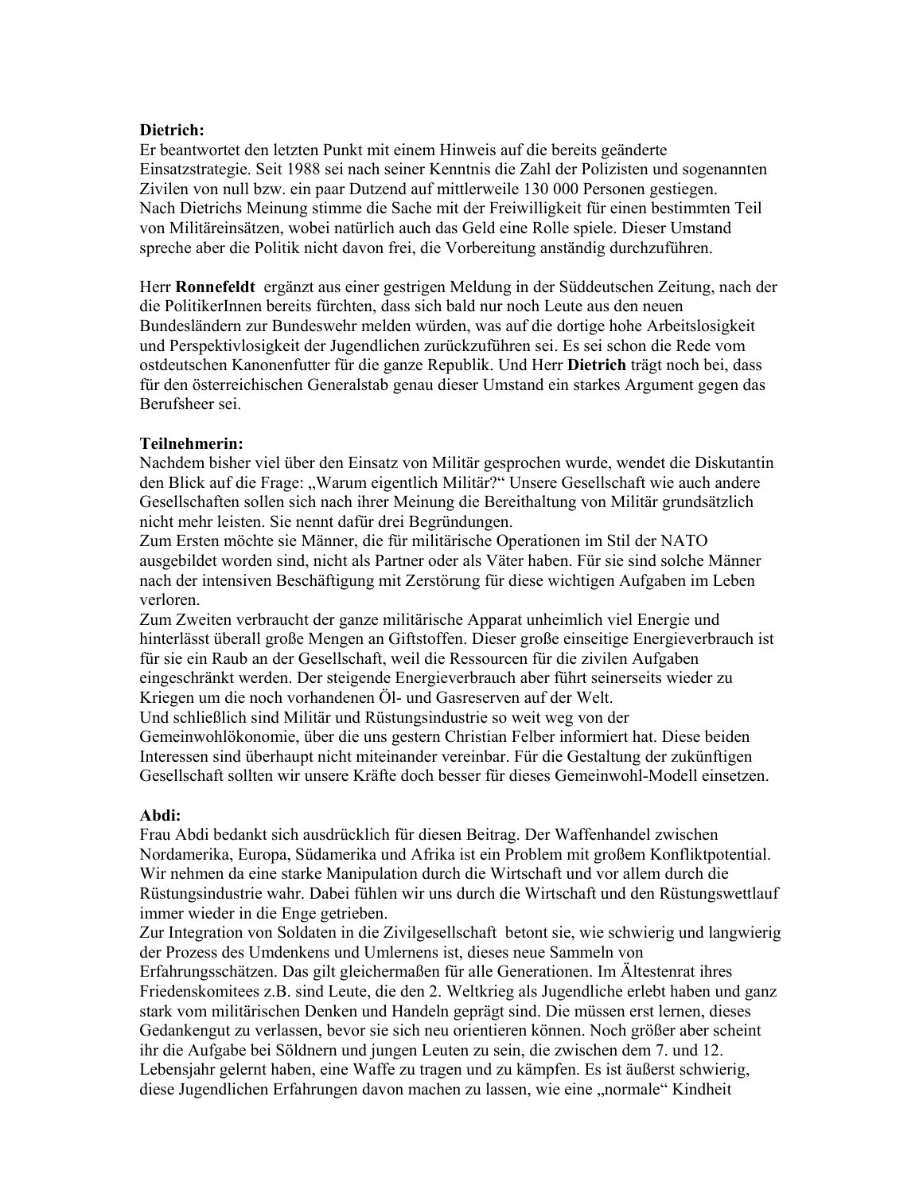**Dietrich:**
Er beantwortet den letzten Punkt mit einem Hinweis auf die bereits geänderte Einsatzstrategie. Seit 1988 sei nach seiner Kenntnis die Zahl der Polizisten und sogenannten Zivilen von null bzw. ein paar Dutzend auf mittlerweile 130 000 Personen gestiegen.
Nach Dietrichs Meinung stimme die Sache mit der Freiwilligkeit für einen bestimmten Teil von Militäreinsätzen, wobei natürlich auch das Geld eine Rolle spiele. Dieser Umstand spreche aber die Politik nicht davon frei, die Vorbereitung anständig durchzuführen.

Herr **Ronnefeldt** ergänzt aus einer gestrigen Meldung in der Süddeutschen Zeitung, nach der die PolitikerInnen bereits fürchten, dass sich bald nur noch Leute aus den neuen Bundesländern zur Bundeswehr melden würden, was auf die dortige hohe Arbeitslosigkeit und Perspektivlosigkeit der Jugendlichen zurückzuführen sei. Es sei schon die Rede vom ostdeutschen Kanonenfutter für die ganze Republik. Und Herr **Dietrich** trägt noch bei, dass für den österreichischen Generalstab genau dieser Umstand ein starkes Argument gegen das Berufsheer sei.

**Teilnehmerin:**
Nachdem bisher viel über den Einsatz von Militär gesprochen wurde, wendet die Diskutantin den Blick auf die Frage: „Warum eigentlich Militär?" Unsere Gesellschaft wie auch andere Gesellschaften sollen sich nach ihrer Meinung die Bereithaltung von Militär grundsätzlich nicht mehr leisten. Sie nennt dafür drei Begründungen.
Zum Ersten möchte sie Männer, die für militärische Operationen im Stil der NATO ausgebildet worden sind, nicht als Partner oder als Väter haben. Für sie sind solche Männer nach der intensiven Beschäftigung mit Zerstörung für diese wichtigen Aufgaben im Leben verloren.
Zum Zweiten verbraucht der ganze militärische Apparat unheimlich viel Energie und hinterlässt überall große Mengen an Giftstoffen. Dieser große einseitige Energieverbrauch ist für sie ein Raub an der Gesellschaft, weil die Ressourcen für die zivilen Aufgaben eingeschränkt werden. Der steigende Energieverbrauch aber führt seinerseits wieder zu Kriegen um die noch vorhandenen Öl- und Gasreserven auf der Welt.
Und schließlich sind Militär und Rüstungsindustrie so weit weg von der Gemeinwohlökonomie, über die uns gestern Christian Felber informiert hat. Diese beiden Interessen sind überhaupt nicht miteinander vereinbar. Für die Gestaltung der zukünftigen Gesellschaft sollten wir unsere Kräfte doch besser für dieses Gemeinwohl-Modell einsetzen.

**Abdi:**
Frau Abdi bedankt sich ausdrücklich für diesen Beitrag. Der Waffenhandel zwischen Nordamerika, Europa, Südamerika und Afrika ist ein Problem mit großem Konfliktpotential. Wir nehmen da eine starke Manipulation durch die Wirtschaft und vor allem durch die Rüstungsindustrie wahr. Dabei fühlen wir uns durch die Wirtschaft und den Rüstungswettlauf immer wieder in die Enge getrieben.
Zur Integration von Soldaten in die Zivilgesellschaft betont sie, wie schwierig und langwierig der Prozess des Umdenkens und Umlernens ist, dieses neue Sammeln von Erfahrungsschätzen. Das gilt gleichermaßen für alle Generationen. Im Ältestenrat ihres Friedenskomitees z.B. sind Leute, die den 2. Weltkrieg als Jugendliche erlebt haben und ganz stark vom militärischen Denken und Handeln geprägt sind. Die müssen erst lernen, dieses Gedankengut zu verlassen, bevor sie sich neu orientieren können. Noch größer aber scheint ihr die Aufgabe bei Söldnern und jungen Leuten zu sein, die zwischen dem 7. und 12. Lebensjahr gelernt haben, eine Waffe zu tragen und zu kämpfen. Es ist äußerst schwierig, diese Jugendlichen Erfahrungen davon machen zu lassen, wie eine „normale" Kindheit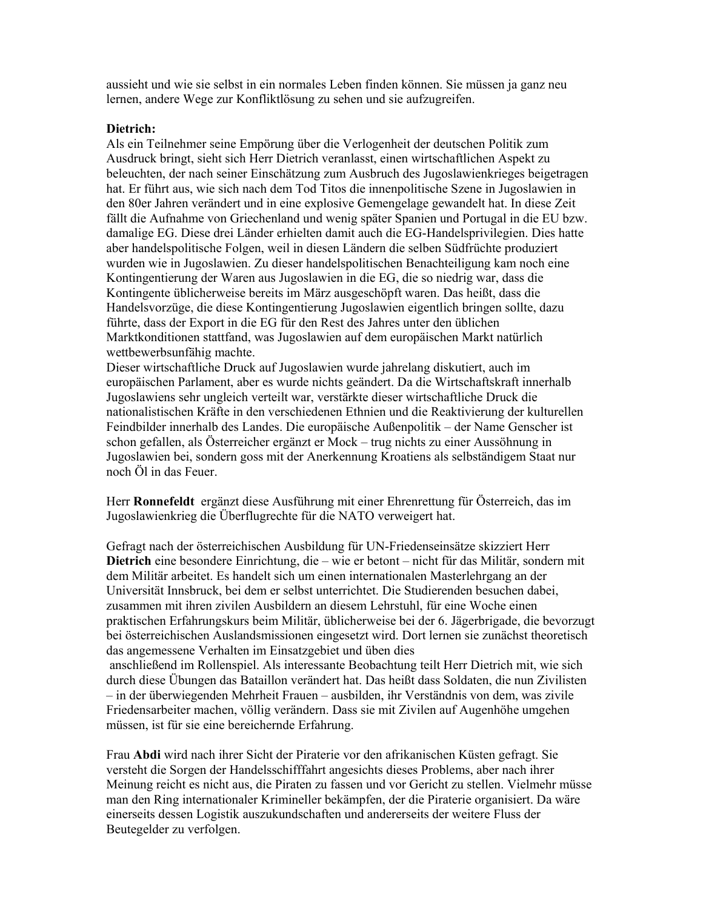aussieht und wie sie selbst in ein normales Leben finden können. Sie müssen ja ganz neu lernen, andere Wege zur Konfliktlösung zu sehen und sie aufzugreifen.

**Dietrich:**

Als ein Teilnehmer seine Empörung über die Verlogenheit der deutschen Politik zum Ausdruck bringt, sieht sich Herr Dietrich veranlasst, einen wirtschaftlichen Aspekt zu beleuchten, der nach seiner Einschätzung zum Ausbruch des Jugoslawienkrieges beigetragen hat. Er führt aus, wie sich nach dem Tod Titos die innenpolitische Szene in Jugoslawien in den 80er Jahren verändert und in eine explosive Gemengelage gewandelt hat. In diese Zeit fällt die Aufnahme von Griechenland und wenig später Spanien und Portugal in die EU bzw. damalige EG. Diese drei Länder erhielten damit auch die EG-Handelsprivilegien. Dies hatte aber handelspolitische Folgen, weil in diesen Ländern die selben Südfrüchte produziert wurden wie in Jugoslawien. Zu dieser handelspolitischen Benachteiligung kam noch eine Kontingentierung der Waren aus Jugoslawien in die EG, die so niedrig war, dass die Kontingente üblicherweise bereits im März ausgeschöpft waren. Das heißt, dass die Handelsvorzüge, die diese Kontingentierung Jugoslawien eigentlich bringen sollte, dazu führte, dass der Export in die EG für den Rest des Jahres unter den üblichen Marktkonditionen stattfand, was Jugoslawien auf dem europäischen Markt natürlich wettbewerbsunfähig machte.
Dieser wirtschaftliche Druck auf Jugoslawien wurde jahrelang diskutiert, auch im europäischen Parlament, aber es wurde nichts geändert. Da die Wirtschaftskraft innerhalb Jugoslawiens sehr ungleich verteilt war, verstärkte dieser wirtschaftliche Druck die nationalistischen Kräfte in den verschiedenen Ethnien und die Reaktivierung der kulturellen Feindbilder innerhalb des Landes. Die europäische Außenpolitik – der Name Genscher ist schon gefallen, als Österreicher ergänzt er Mock – trug nichts zu einer Aussöhnung in Jugoslawien bei, sondern goss mit der Anerkennung Kroatiens als selbständigem Staat nur noch Öl in das Feuer.

Herr **Ronnefeldt** ergänzt diese Ausführung mit einer Ehrenrettung für Österreich, das im Jugoslawienkrieg die Überflugrechte für die NATO verweigert hat.

Gefragt nach der österreichischen Ausbildung für UN-Friedenseinsätze skizziert Herr **Dietrich** eine besondere Einrichtung, die – wie er betont – nicht für das Militär, sondern mit dem Militär arbeitet. Es handelt sich um einen internationalen Masterlehrgang an der Universität Innsbruck, bei dem er selbst unterrichtet. Die Studierenden besuchen dabei, zusammen mit ihren zivilen Ausbildern an diesem Lehrstuhl, für eine Woche einen praktischen Erfahrungskurs beim Militär, üblicherweise bei der 6. Jägerbrigade, die bevorzugt bei österreichischen Auslandsmissionen eingesetzt wird. Dort lernen sie zunächst theoretisch das angemessene Verhalten im Einsatzgebiet und üben dies anschließend im Rollenspiel. Als interessante Beobachtung teilt Herr Dietrich mit, wie sich durch diese Übungen das Bataillon verändert hat. Das heißt dass Soldaten, die nun Zivilisten – in der überwiegenden Mehrheit Frauen – ausbilden, ihr Verständnis von dem, was zivile Friedensarbeiter machen, völlig verändern. Dass sie mit Zivilen auf Augenhöhe umgehen müssen, ist für sie eine bereichernde Erfahrung.

Frau **Abdi** wird nach ihrer Sicht der Piraterie vor den afrikanischen Küsten gefragt. Sie versteht die Sorgen der Handelsschifffahrt angesichts dieses Problems, aber nach ihrer Meinung reicht es nicht aus, die Piraten zu fassen und vor Gericht zu stellen. Vielmehr müsse man den Ring internationaler Krimineller bekämpfen, der die Piraterie organisiert. Da wäre einerseits dessen Logistik auszukundschaften und andererseits der weitere Fluss der Beutegelder zu verfolgen.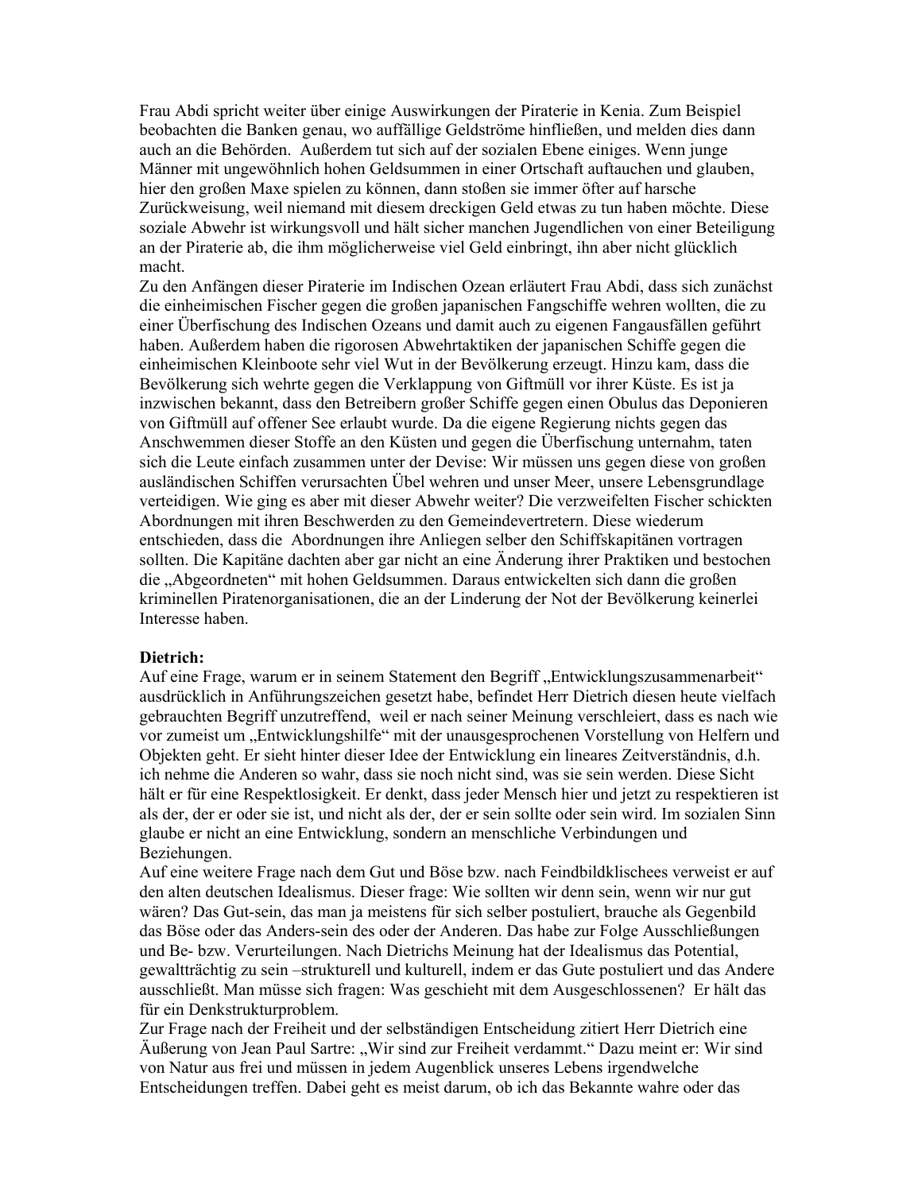Frau Abdi spricht weiter über einige Auswirkungen der Piraterie in Kenia. Zum Beispiel beobachten die Banken genau, wo auffällige Geldströme hinfließen, und melden dies dann auch an die Behörden. Außerdem tut sich auf der sozialen Ebene einiges. Wenn junge Männer mit ungewöhnlich hohen Geldsummen in einer Ortschaft auftauchen und glauben, hier den großen Maxe spielen zu können, dann stoßen sie immer öfter auf harsche Zurückweisung, weil niemand mit diesem dreckigen Geld etwas zu tun haben möchte. Diese soziale Abwehr ist wirkungsvoll und hält sicher manchen Jugendlichen von einer Beteiligung an der Piraterie ab, die ihm möglicherweise viel Geld einbringt, ihn aber nicht glücklich macht.
Zu den Anfängen dieser Piraterie im Indischen Ozean erläutert Frau Abdi, dass sich zunächst die einheimischen Fischer gegen die großen japanischen Fangschiffe wehren wollten, die zu einer Überfischung des Indischen Ozeans und damit auch zu eigenen Fangausfällen geführt haben. Außerdem haben die rigorosen Abwehrtaktiken der japanischen Schiffe gegen die einheimischen Kleinboote sehr viel Wut in der Bevölkerung erzeugt. Hinzu kam, dass die Bevölkerung sich wehrte gegen die Verklappung von Giftmüll vor ihrer Küste. Es ist ja inzwischen bekannt, dass den Betreibern großer Schiffe gegen einen Obulus das Deponieren von Giftmüll auf offener See erlaubt wurde. Da die eigene Regierung nichts gegen das Anschwemmen dieser Stoffe an den Küsten und gegen die Überfischung unternahm, taten sich die Leute einfach zusammen unter der Devise: Wir müssen uns gegen diese von großen ausländischen Schiffen verursachten Übel wehren und unser Meer, unsere Lebensgrundlage verteidigen. Wie ging es aber mit dieser Abwehr weiter? Die verzweifelten Fischer schickten Abordnungen mit ihren Beschwerden zu den Gemeindevertretern. Diese wiederum entschieden, dass die Abordnungen ihre Anliegen selber den Schiffskapitänen vortragen sollten. Die Kapitäne dachten aber gar nicht an eine Änderung ihrer Praktiken und bestochen die „Abgeordneten" mit hohen Geldsummen. Daraus entwickelten sich dann die großen kriminellen Piratenorganisationen, die an der Linderung der Not der Bevölkerung keinerlei Interesse haben.

**Dietrich:**
Auf eine Frage, warum er in seinem Statement den Begriff „Entwicklungszusammenarbeit" ausdrücklich in Anführungszeichen gesetzt habe, befindet Herr Dietrich diesen heute vielfach gebrauchten Begriff unzutreffend, weil er nach seiner Meinung verschleiert, dass es nach wie vor zumeist um „Entwicklungshilfe" mit der unausgesprochenen Vorstellung von Helfern und Objekten geht. Er sieht hinter dieser Idee der Entwicklung ein lineares Zeitverständnis, d.h. ich nehme die Anderen so wahr, dass sie noch nicht sind, was sie sein werden. Diese Sicht hält er für eine Respektlosigkeit. Er denkt, dass jeder Mensch hier und jetzt zu respektieren ist als der, der er oder sie ist, und nicht als der, der er sein sollte oder sein wird. Im sozialen Sinn glaube er nicht an eine Entwicklung, sondern an menschliche Verbindungen und Beziehungen.
Auf eine weitere Frage nach dem Gut und Böse bzw. nach Feindbildklischees verweist er auf den alten deutschen Idealismus. Dieser frage: Wie sollten wir denn sein, wenn wir nur gut wären? Das Gut-sein, das man ja meistens für sich selber postuliert, brauche als Gegenbild das Böse oder das Anders-sein des oder der Anderen. Das habe zur Folge Ausschließungen und Be- bzw. Verurteilungen. Nach Dietrichs Meinung hat der Idealismus das Potential, gewaltträchtig zu sein –strukturell und kulturell, indem er das Gute postuliert und das Andere ausschließt. Man müsse sich fragen: Was geschieht mit dem Ausgeschlossenen? Er hält das für ein Denkstrukturproblem.
Zur Frage nach der Freiheit und der selbständigen Entscheidung zitiert Herr Dietrich eine Äußerung von Jean Paul Sartre: „Wir sind zur Freiheit verdammt." Dazu meint er: Wir sind von Natur aus frei und müssen in jedem Augenblick unseres Lebens irgendwelche Entscheidungen treffen. Dabei geht es meist darum, ob ich das Bekannte wahre oder das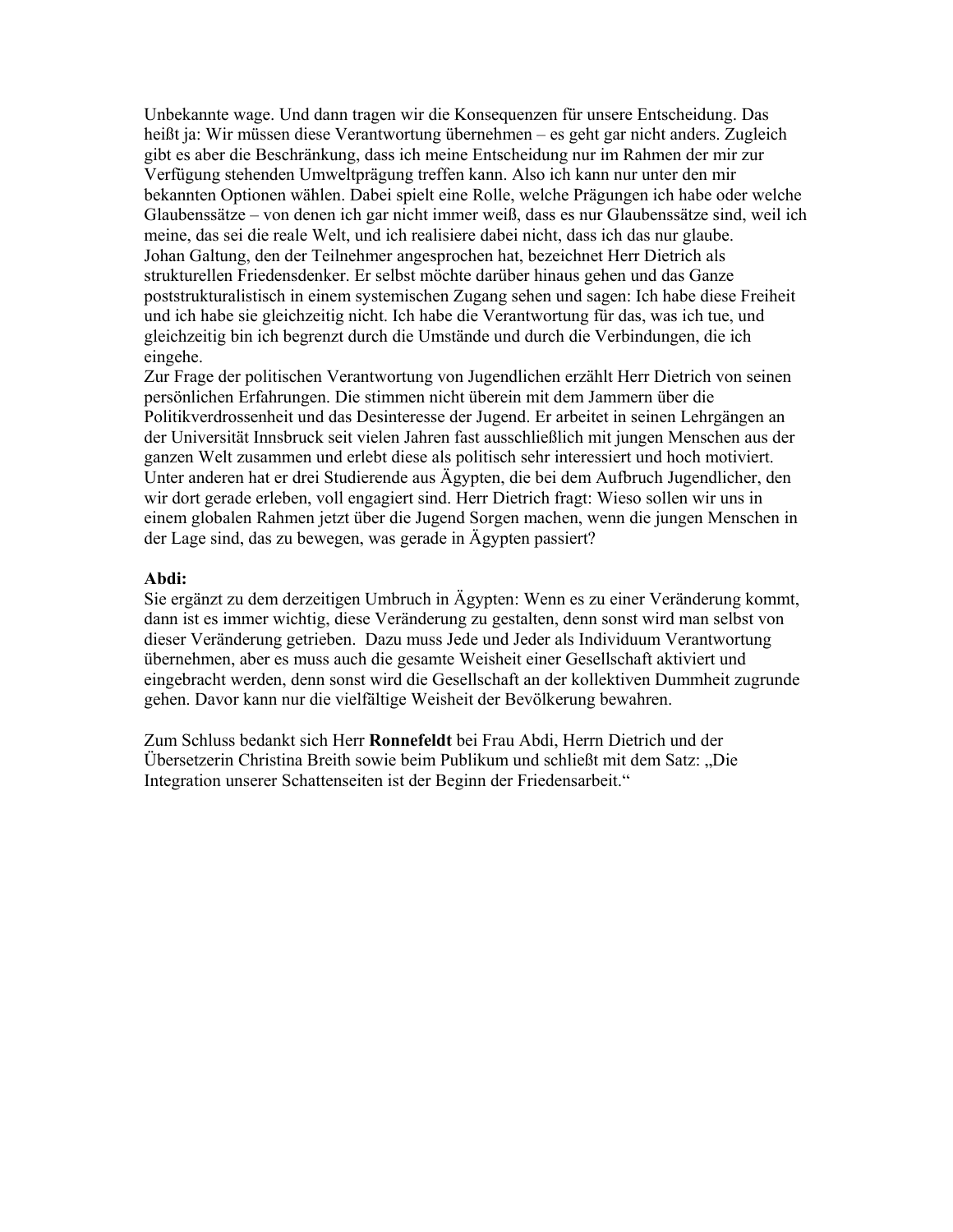Unbekannte wage. Und dann tragen wir die Konsequenzen für unsere Entscheidung. Das heißt ja: Wir müssen diese Verantwortung übernehmen – es geht gar nicht anders. Zugleich gibt es aber die Beschränkung, dass ich meine Entscheidung nur im Rahmen der mir zur Verfügung stehenden Umweltprägung treffen kann. Also ich kann nur unter den mir bekannten Optionen wählen. Dabei spielt eine Rolle, welche Prägungen ich habe oder welche Glaubenssätze – von denen ich gar nicht immer weiß, dass es nur Glaubenssätze sind, weil ich meine, das sei die reale Welt, und ich realisiere dabei nicht, dass ich das nur glaube.
Johan Galtung, den der Teilnehmer angesprochen hat, bezeichnet Herr Dietrich als strukturellen Friedensdenker. Er selbst möchte darüber hinaus gehen und das Ganze poststrukturalistisch in einem systemischen Zugang sehen und sagen: Ich habe diese Freiheit und ich habe sie gleichzeitig nicht. Ich habe die Verantwortung für das, was ich tue, und gleichzeitig bin ich begrenzt durch die Umstände und durch die Verbindungen, die ich eingehe.
Zur Frage der politischen Verantwortung von Jugendlichen erzählt Herr Dietrich von seinen persönlichen Erfahrungen. Die stimmen nicht überein mit dem Jammern über die Politikverdrossenheit und das Desinteresse der Jugend. Er arbeitet in seinen Lehrgängen an der Universität Innsbruck seit vielen Jahren fast ausschließlich mit jungen Menschen aus der ganzen Welt zusammen und erlebt diese als politisch sehr interessiert und hoch motiviert. Unter anderen hat er drei Studierende aus Ägypten, die bei dem Aufbruch Jugendlicher, den wir dort gerade erleben, voll engagiert sind. Herr Dietrich fragt: Wieso sollen wir uns in einem globalen Rahmen jetzt über die Jugend Sorgen machen, wenn die jungen Menschen in der Lage sind, das zu bewegen, was gerade in Ägypten passiert?

**Abdi:**
Sie ergänzt zu dem derzeitigen Umbruch in Ägypten: Wenn es zu einer Veränderung kommt, dann ist es immer wichtig, diese Veränderung zu gestalten, denn sonst wird man selbst von dieser Veränderung getrieben. Dazu muss Jede und Jeder als Individuum Verantwortung übernehmen, aber es muss auch die gesamte Weisheit einer Gesellschaft aktiviert und eingebracht werden, denn sonst wird die Gesellschaft an der kollektiven Dummheit zugrunde gehen. Davor kann nur die vielfältige Weisheit der Bevölkerung bewahren.

Zum Schluss bedankt sich Herr **Ronnefeldt** bei Frau Abdi, Herrn Dietrich und der Übersetzerin Christina Breith sowie beim Publikum und schließt mit dem Satz: „Die Integration unserer Schattenseiten ist der Beginn der Friedensarbeit."